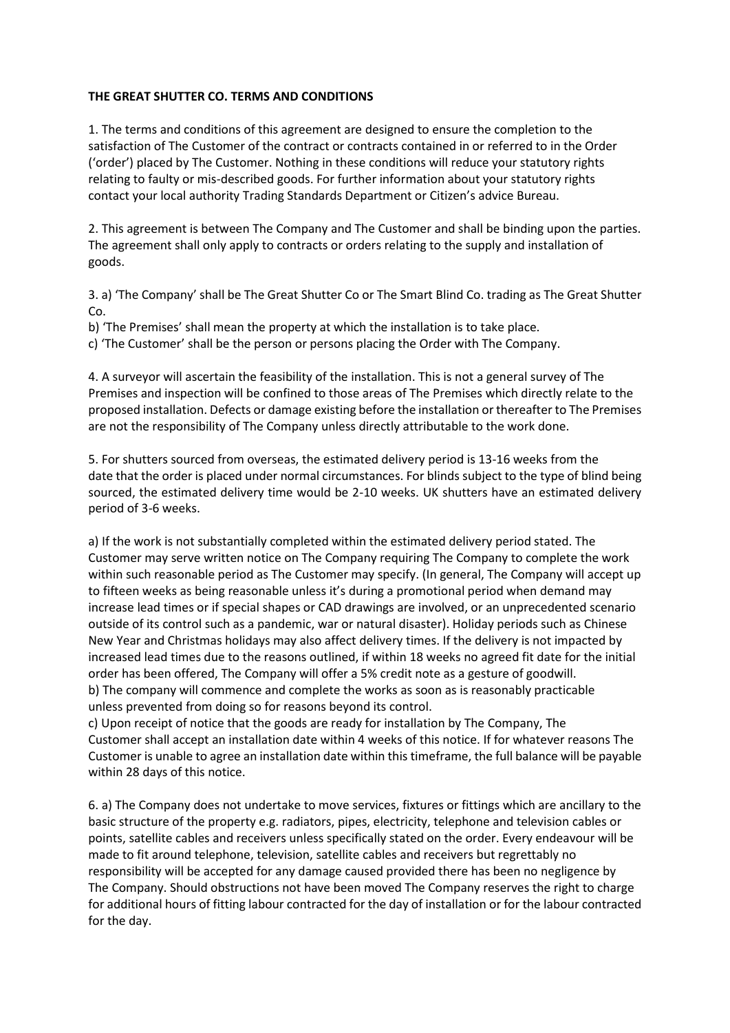**THE GREAT SHUTTER CO. TERMS AND CONDITIONS**

1. The terms and conditions of this agreement are designed to ensure the completion to the satisfaction of The Customer of the contract or contracts contained in or referred to in the Order ('order') placed by The Customer. Nothing in these conditions will reduce your statutory rights relating to faulty or mis-described goods. For further information about your statutory rights contact your local authority Trading Standards Department or Citizen's advice Bureau.

2. This agreement is between The Company and The Customer and shall be binding upon the parties. The agreement shall only apply to contracts or orders relating to the supply and installation of goods.

3. a) 'The Company' shall be The Great Shutter Co or The Smart Blind Co. trading as The Great Shutter Co.
b) 'The Premises' shall mean the property at which the installation is to take place.
c) 'The Customer' shall be the person or persons placing the Order with The Company.

4. A surveyor will ascertain the feasibility of the installation. This is not a general survey of The Premises and inspection will be confined to those areas of The Premises which directly relate to the proposed installation. Defects or damage existing before the installation or thereafter to The Premises are not the responsibility of The Company unless directly attributable to the work done.

5. For shutters sourced from overseas, the estimated delivery period is 13-16 weeks from the date that the order is placed under normal circumstances. For blinds subject to the type of blind being sourced, the estimated delivery time would be 2-10 weeks. UK shutters have an estimated delivery period of 3-6 weeks.

a) If the work is not substantially completed within the estimated delivery period stated. The Customer may serve written notice on The Company requiring The Company to complete the work within such reasonable period as The Customer may specify. (In general, The Company will accept up to fifteen weeks as being reasonable unless it's during a promotional period when demand may increase lead times or if special shapes or CAD drawings are involved, or an unprecedented scenario outside of its control such as a pandemic, war or natural disaster). Holiday periods such as Chinese New Year and Christmas holidays may also affect delivery times. If the delivery is not impacted by increased lead times due to the reasons outlined, if within 18 weeks no agreed fit date for the initial order has been offered, The Company will offer a 5% credit note as a gesture of goodwill.
b) The company will commence and complete the works as soon as is reasonably practicable unless prevented from doing so for reasons beyond its control.
c) Upon receipt of notice that the goods are ready for installation by The Company, The Customer shall accept an installation date within 4 weeks of this notice. If for whatever reasons The Customer is unable to agree an installation date within this timeframe, the full balance will be payable within 28 days of this notice.

6. a) The Company does not undertake to move services, fixtures or fittings which are ancillary to the basic structure of the property e.g. radiators, pipes, electricity, telephone and television cables or points, satellite cables and receivers unless specifically stated on the order. Every endeavour will be made to fit around telephone, television, satellite cables and receivers but regrettably no responsibility will be accepted for any damage caused provided there has been no negligence by The Company. Should obstructions not have been moved The Company reserves the right to charge for additional hours of fitting labour contracted for the day of installation or for the labour contracted for the day.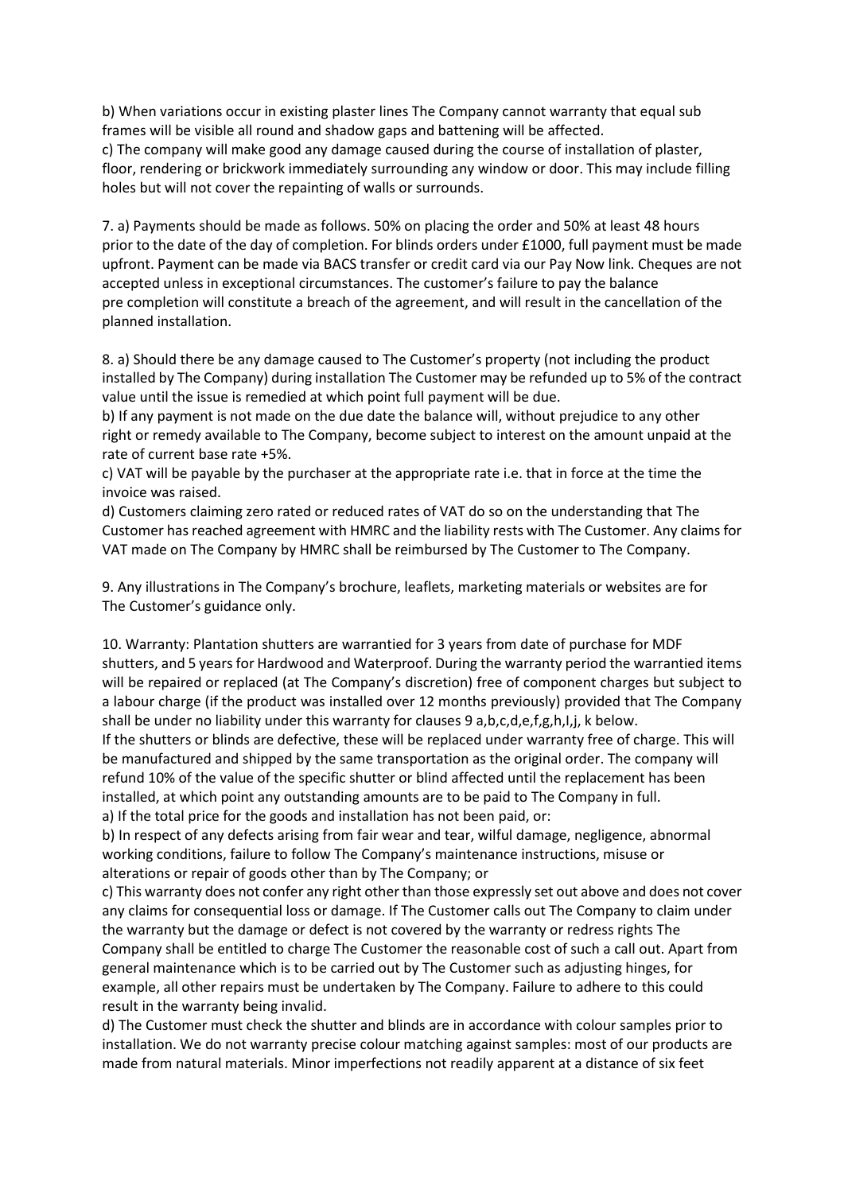b) When variations occur in existing plaster lines The Company cannot warranty that equal sub frames will be visible all round and shadow gaps and battening will be affected.
c) The company will make good any damage caused during the course of installation of plaster, floor, rendering or brickwork immediately surrounding any window or door. This may include filling holes but will not cover the repainting of walls or surrounds.

7. a) Payments should be made as follows. 50% on placing the order and 50% at least 48 hours prior to the date of the day of completion. For blinds orders under £1000, full payment must be made upfront. Payment can be made via BACS transfer or credit card via our Pay Now link. Cheques are not accepted unless in exceptional circumstances. The customer's failure to pay the balance pre completion will constitute a breach of the agreement, and will result in the cancellation of the planned installation.

8. a) Should there be any damage caused to The Customer's property (not including the product installed by The Company) during installation The Customer may be refunded up to 5% of the contract value until the issue is remedied at which point full payment will be due.
b) If any payment is not made on the due date the balance will, without prejudice to any other right or remedy available to The Company, become subject to interest on the amount unpaid at the rate of current base rate +5%.
c) VAT will be payable by the purchaser at the appropriate rate i.e. that in force at the time the invoice was raised.
d) Customers claiming zero rated or reduced rates of VAT do so on the understanding that The Customer has reached agreement with HMRC and the liability rests with The Customer. Any claims for VAT made on The Company by HMRC shall be reimbursed by The Customer to The Company.

9. Any illustrations in The Company's brochure, leaflets, marketing materials or websites are for The Customer's guidance only.

10. Warranty: Plantation shutters are warrantied for 3 years from date of purchase for MDF shutters, and 5 years for Hardwood and Waterproof. During the warranty period the warrantied items will be repaired or replaced (at The Company's discretion) free of component charges but subject to a labour charge (if the product was installed over 12 months previously) provided that The Company shall be under no liability under this warranty for clauses 9 a,b,c,d,e,f,g,h,I,j, k below.
If the shutters or blinds are defective, these will be replaced under warranty free of charge. This will be manufactured and shipped by the same transportation as the original order. The company will refund 10% of the value of the specific shutter or blind affected until the replacement has been installed, at which point any outstanding amounts are to be paid to The Company in full.
a) If the total price for the goods and installation has not been paid, or:
b) In respect of any defects arising from fair wear and tear, wilful damage, negligence, abnormal working conditions, failure to follow The Company's maintenance instructions, misuse or alterations or repair of goods other than by The Company; or
c) This warranty does not confer any right other than those expressly set out above and does not cover any claims for consequential loss or damage. If The Customer calls out The Company to claim under the warranty but the damage or defect is not covered by the warranty or redress rights The Company shall be entitled to charge The Customer the reasonable cost of such a call out. Apart from general maintenance which is to be carried out by The Customer such as adjusting hinges, for example, all other repairs must be undertaken by The Company. Failure to adhere to this could result in the warranty being invalid.
d) The Customer must check the shutter and blinds are in accordance with colour samples prior to installation. We do not warranty precise colour matching against samples: most of our products are made from natural materials. Minor imperfections not readily apparent at a distance of six feet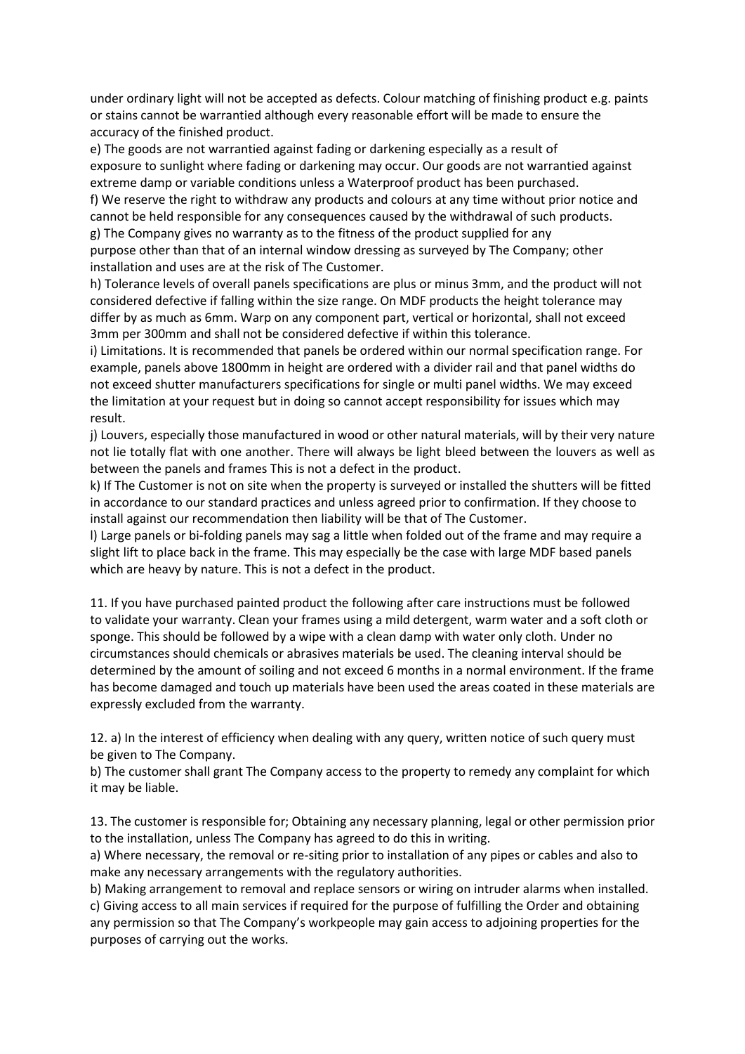under ordinary light will not be accepted as defects. Colour matching of finishing product e.g. paints or stains cannot be warrantied although every reasonable effort will be made to ensure the accuracy of the finished product.

e) The goods are not warrantied against fading or darkening especially as a result of exposure to sunlight where fading or darkening may occur. Our goods are not warrantied against extreme damp or variable conditions unless a Waterproof product has been purchased.

f) We reserve the right to withdraw any products and colours at any time without prior notice and cannot be held responsible for any consequences caused by the withdrawal of such products.

g) The Company gives no warranty as to the fitness of the product supplied for any purpose other than that of an internal window dressing as surveyed by The Company; other installation and uses are at the risk of The Customer.

h) Tolerance levels of overall panels specifications are plus or minus 3mm, and the product will not considered defective if falling within the size range. On MDF products the height tolerance may differ by as much as 6mm. Warp on any component part, vertical or horizontal, shall not exceed 3mm per 300mm and shall not be considered defective if within this tolerance.

i) Limitations. It is recommended that panels be ordered within our normal specification range. For example, panels above 1800mm in height are ordered with a divider rail and that panel widths do not exceed shutter manufacturers specifications for single or multi panel widths. We may exceed the limitation at your request but in doing so cannot accept responsibility for issues which may result.

j) Louvers, especially those manufactured in wood or other natural materials, will by their very nature not lie totally flat with one another. There will always be light bleed between the louvers as well as between the panels and frames This is not a defect in the product.

k) If The Customer is not on site when the property is surveyed or installed the shutters will be fitted in accordance to our standard practices and unless agreed prior to confirmation. If they choose to install against our recommendation then liability will be that of The Customer.

l) Large panels or bi-folding panels may sag a little when folded out of the frame and may require a slight lift to place back in the frame. This may especially be the case with large MDF based panels which are heavy by nature. This is not a defect in the product.

11. If you have purchased painted product the following after care instructions must be followed to validate your warranty. Clean your frames using a mild detergent, warm water and a soft cloth or sponge. This should be followed by a wipe with a clean damp with water only cloth. Under no circumstances should chemicals or abrasives materials be used. The cleaning interval should be determined by the amount of soiling and not exceed 6 months in a normal environment. If the frame has become damaged and touch up materials have been used the areas coated in these materials are expressly excluded from the warranty.

12. a) In the interest of efficiency when dealing with any query, written notice of such query must be given to The Company.

b) The customer shall grant The Company access to the property to remedy any complaint for which it may be liable.

13. The customer is responsible for; Obtaining any necessary planning, legal or other permission prior to the installation, unless The Company has agreed to do this in writing.

a) Where necessary, the removal or re-siting prior to installation of any pipes or cables and also to make any necessary arrangements with the regulatory authorities.

b) Making arrangement to removal and replace sensors or wiring on intruder alarms when installed.

c) Giving access to all main services if required for the purpose of fulfilling the Order and obtaining any permission so that The Company's workpeople may gain access to adjoining properties for the purposes of carrying out the works.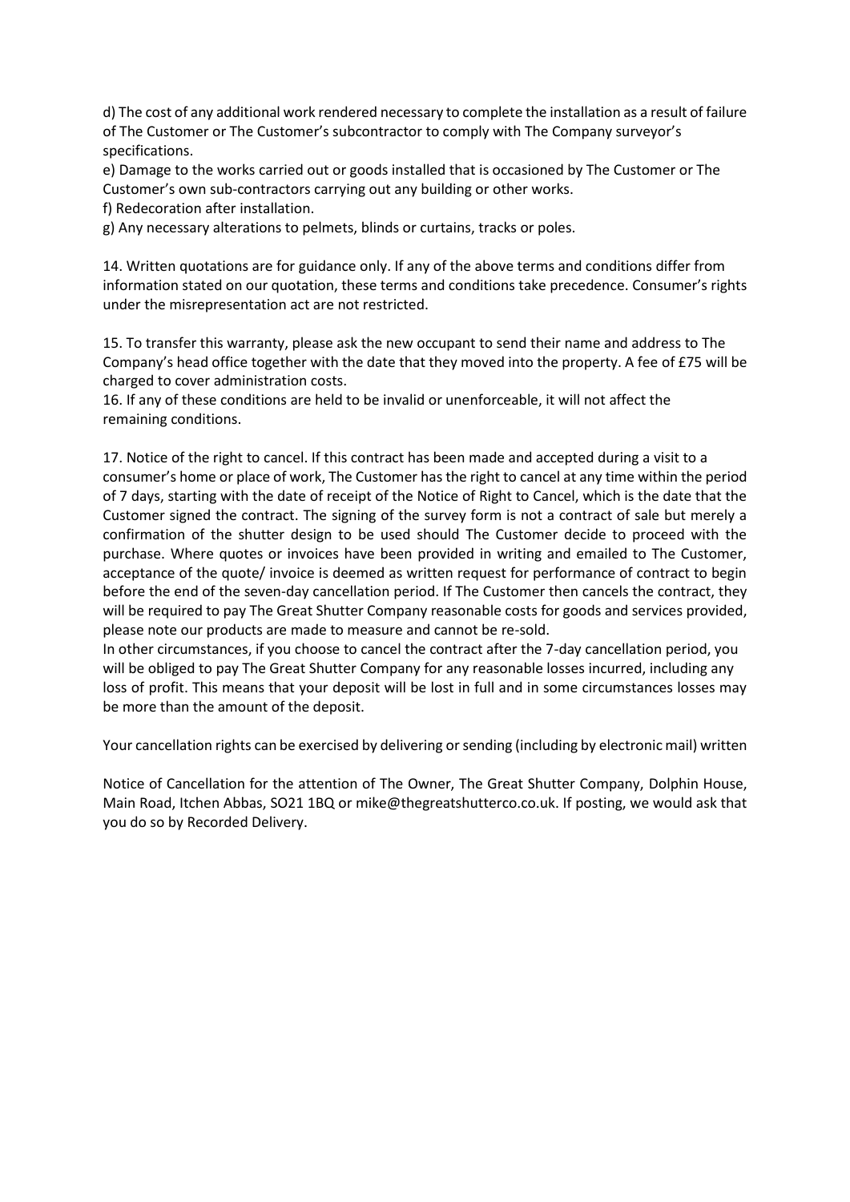d) The cost of any additional work rendered necessary to complete the installation as a result of failure of The Customer or The Customer's subcontractor to comply with The Company surveyor's specifications.
e) Damage to the works carried out or goods installed that is occasioned by The Customer or The Customer's own sub-contractors carrying out any building or other works.
f) Redecoration after installation.
g) Any necessary alterations to pelmets, blinds or curtains, tracks or poles.

14. Written quotations are for guidance only. If any of the above terms and conditions differ from information stated on our quotation, these terms and conditions take precedence. Consumer's rights under the misrepresentation act are not restricted.

15. To transfer this warranty, please ask the new occupant to send their name and address to The Company's head office together with the date that they moved into the property. A fee of £75 will be charged to cover administration costs.
16. If any of these conditions are held to be invalid or unenforceable, it will not affect the remaining conditions.

17. Notice of the right to cancel. If this contract has been made and accepted during a visit to a consumer's home or place of work, The Customer has the right to cancel at any time within the period of 7 days, starting with the date of receipt of the Notice of Right to Cancel, which is the date that the Customer signed the contract. The signing of the survey form is not a contract of sale but merely a confirmation of the shutter design to be used should The Customer decide to proceed with the purchase. Where quotes or invoices have been provided in writing and emailed to The Customer, acceptance of the quote/ invoice is deemed as written request for performance of contract to begin before the end of the seven-day cancellation period. If The Customer then cancels the contract, they will be required to pay The Great Shutter Company reasonable costs for goods and services provided, please note our products are made to measure and cannot be re-sold.
In other circumstances, if you choose to cancel the contract after the 7-day cancellation period, you will be obliged to pay The Great Shutter Company for any reasonable losses incurred, including any loss of profit. This means that your deposit will be lost in full and in some circumstances losses may be more than the amount of the deposit.

Your cancellation rights can be exercised by delivering or sending (including by electronic mail) written

Notice of Cancellation for the attention of The Owner, The Great Shutter Company, Dolphin House, Main Road, Itchen Abbas, SO21 1BQ or mike@thegreatshutterco.co.uk. If posting, we would ask that you do so by Recorded Delivery.